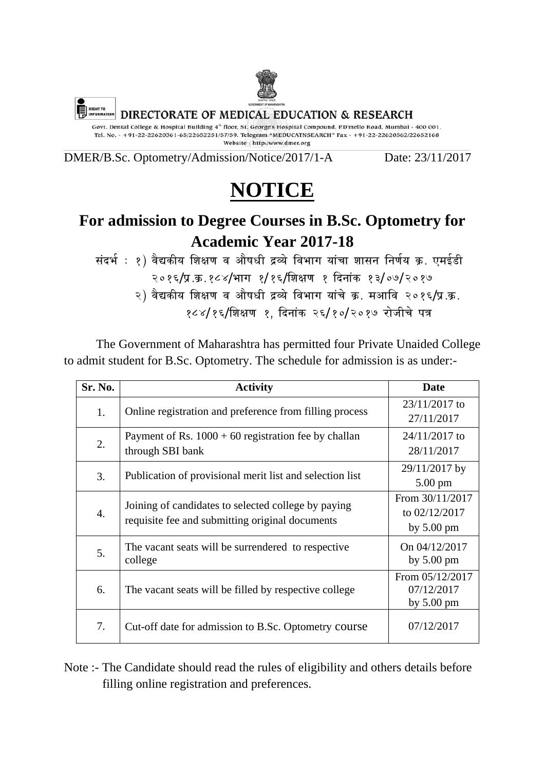DIRECTORATE OF MEDICAL EDUCATION & RESEARCH

Govt. Dental College & Hospital Building 4th floor, St. George's Hospital Compound, P.D'mello Road, Mumbai - 400 001.
Tel. No. - +91-22-22620361-65/22652251/57/59. Telegram "MEDUCATNSEARCH" Fax - +91-22-22620562/22652168
Website : http://www.dmer.org

DMER/B.Sc. Optometry/Admission/Notice/2017/1-A Date: 23/11/2017

# NOTICE

## For admission to Degree Courses in B.Sc. Optometry for Academic Year 2017-18

संदर्भ : १) वैद्यकीय शिक्षण व औषधी द्रव्ये विभाग यांचा शासन निर्णय क्र. एमईडी २०१६/प्र.क्र.१८४/भाग १/१६/शिक्षण १ दिनांक १३/०७/२०१७

२) वैद्यकीय शिक्षण व औषधी द्रव्ये विभाग यांचे क्र. मआवि २०१६/प्र.क्र. १८४/१६/शिक्षण १, दिनांक २६/१०/२०१७ रोजीचे पत्र

The Government of Maharashtra has permitted four Private Unaided College to admit student for B.Sc. Optometry. The schedule for admission is as under:-

| Sr. No. | Activity | Date |
|---|---|---|
| 1. | Online registration and preference from filling process | 23/11/2017 to 27/11/2017 |
| 2. | Payment of Rs. 1000 + 60 registration fee by challan through SBI bank | 24/11/2017 to 28/11/2017 |
| 3. | Publication of provisional merit list and selection list | 29/11/2017 by 5.00 pm |
| 4. | Joining of candidates to selected college by paying requisite fee and submitting original documents | From 30/11/2017 to 02/12/2017 by 5.00 pm |
| 5. | The vacant seats will be surrendered to respective college | On 04/12/2017 by 5.00 pm |
| 6. | The vacant seats will be filled by respective college | From 05/12/2017 07/12/2017 by 5.00 pm |
| 7. | Cut-off date for admission to B.Sc. Optometry course | 07/12/2017 |

Note :- The Candidate should read the rules of eligibility and others details before filling online registration and preferences.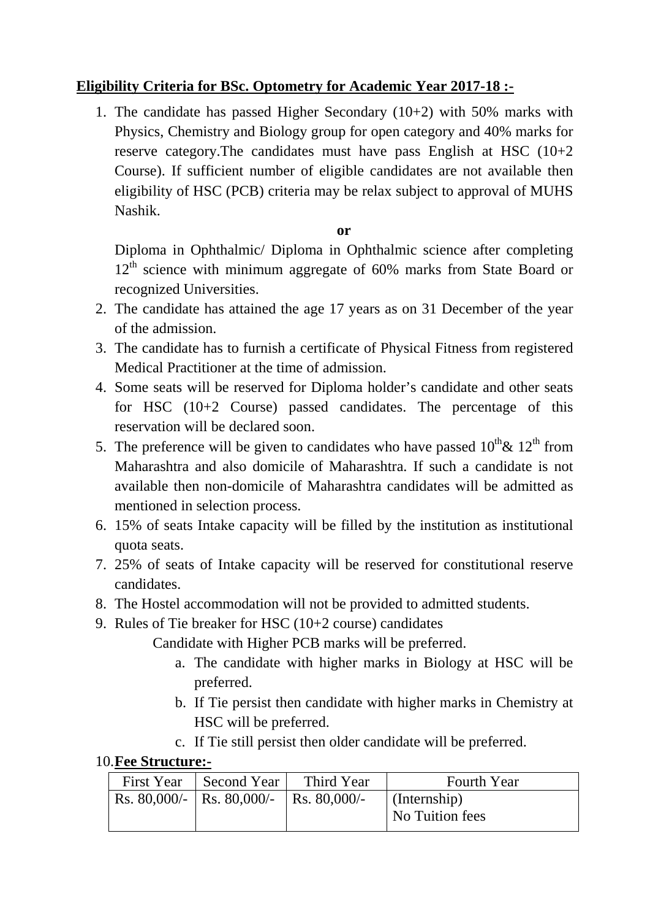**Eligibility Criteria for BSc. Optometry for Academic Year 2017-18 :-**

1. The candidate has passed Higher Secondary (10+2) with 50% marks with Physics, Chemistry and Biology group for open category and 40% marks for reserve category.The candidates must have pass English at HSC (10+2 Course). If sufficient number of eligible candidates are not available then eligibility of HSC (PCB) criteria may be relax subject to approval of MUHS Nashik.

   **or**

   Diploma in Ophthalmic/ Diploma in Ophthalmic science after completing $12^{th}$ science with minimum aggregate of 60% marks from State Board or recognized Universities.
2. The candidate has attained the age 17 years as on 31 December of the year of the admission.
3. The candidate has to furnish a certificate of Physical Fitness from registered Medical Practitioner at the time of admission.
4. Some seats will be reserved for Diploma holder's candidate and other seats for HSC (10+2 Course) passed candidates. The percentage of this reservation will be declared soon.
5. The preference will be given to candidates who have passed $10^{th}$& $12^{th}$ from Maharashtra and also domicile of Maharashtra. If such a candidate is not available then non-domicile of Maharashtra candidates will be admitted as mentioned in selection process.
6. 15% of seats Intake capacity will be filled by the institution as institutional quota seats.
7. 25% of seats of Intake capacity will be reserved for constitutional reserve candidates.
8. The Hostel accommodation will not be provided to admitted students.
9. Rules of Tie breaker for HSC (10+2 course) candidates

   Candidate with Higher PCB marks will be preferred.

   a. The candidate with higher marks in Biology at HSC will be preferred.
   b. If Tie persist then candidate with higher marks in Chemistry at HSC will be preferred.
   c. If Tie still persist then older candidate will be preferred.
10. **Fee Structure:-**

| First Year | Second Year | Third Year | Fourth Year |
|---|---|---|---|
| Rs. 80,000/- | Rs. 80,000/- | Rs. 80,000/- | (Internship) No Tuition fees |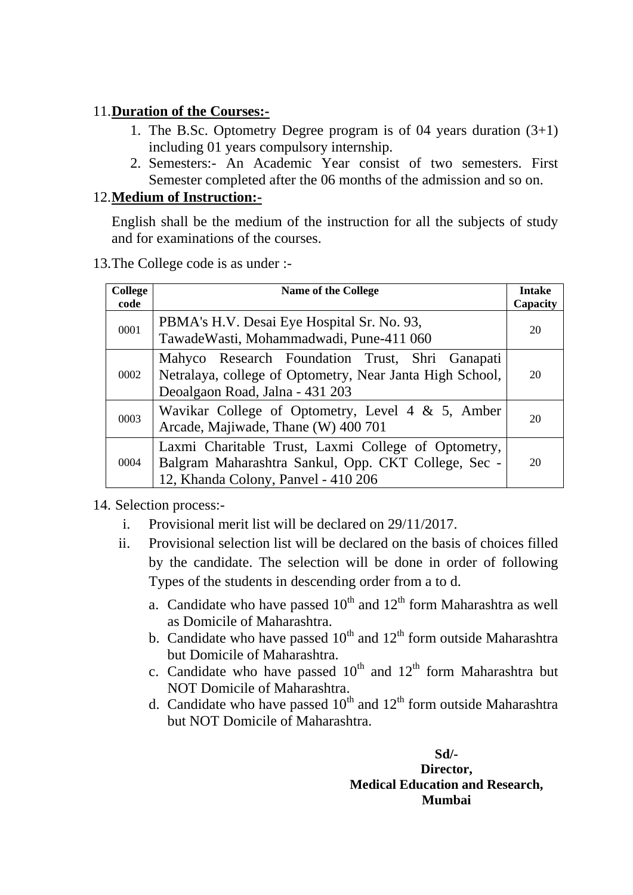11. **Duration of the Courses:-**

    1. The B.Sc. Optometry Degree program is of 04 years duration (3+1) including 01 years compulsory internship.
    2. Semesters:- An Academic Year consist of two semesters. First Semester completed after the 06 months of the admission and so on.

12. **Medium of Instruction:-**

    English shall be the medium of the instruction for all the subjects of study and for examinations of the courses.

13. The College code is as under :-

| College code | Name of the College | Intake Capacity |
|---|---|---|
| 0001 | PBMA's H.V. Desai Eye Hospital Sr. No. 93, TawadeWasti, Mohammadwadi, Pune-411 060 | 20 |
| 0002 | Mahyco Research Foundation Trust, Shri Ganapati Netralaya, college of Optometry, Near Janta High School, Deoalgaon Road, Jalna - 431 203 | 20 |
| 0003 | Wavikar College of Optometry, Level 4 & 5, Amber Arcade, Majiwade, Thane (W) 400 701 | 20 |
| 0004 | Laxmi Charitable Trust, Laxmi College of Optometry, Balgram Maharashtra Sankul, Opp. CKT College, Sec - 12, Khanda Colony, Panvel - 410 206 | 20 |

14. Selection process:-

    i. Provisional merit list will be declared on 29/11/2017.

    ii. Provisional selection list will be declared on the basis of choices filled by the candidate. The selection will be done in order of following Types of the students in descending order from a to d.

       a. Candidate who have passed 10th and 12th form Maharashtra as well as Domicile of Maharashtra.
       b. Candidate who have passed 10th and 12th form outside Maharashtra but Domicile of Maharashtra.
       c. Candidate who have passed 10th and 12th form Maharashtra but NOT Domicile of Maharashtra.
       d. Candidate who have passed 10th and 12th form outside Maharashtra but NOT Domicile of Maharashtra.

**Sd/-**
**Director,**
**Medical Education and Research,**
**Mumbai**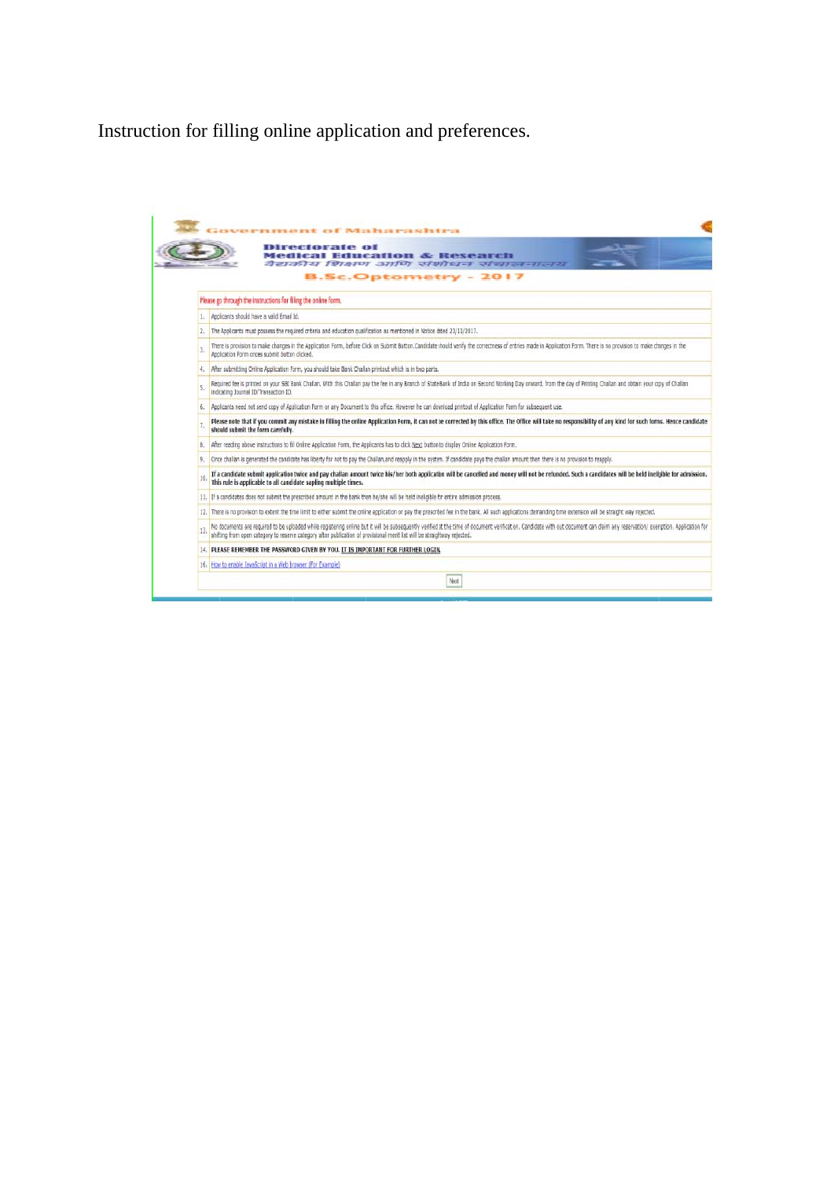Instruction for filling online application and preferences.

Government of Maharashtra

Directorate of Medical Education & Research

वैद्यकीय शिक्षण आणि संशोधन संचालनालय

B.Sc.Optometry - 2017

Please go through the instructions for filing the online form.

| | |
|---|---|
| 1. | Applicants should have a valid Email Id. |
| 2. | The Applicants must possess the required criteria and education qualification as mentioned in Notice dated 23/11/2017. |
| 3. | There is provision to make changes in the Application Form, before Click on Submit Button.Candidate should verify the correctness of entries made in Application Form. There is no provision to make changes in the Application Form onces submit button clicked. |
| 4. | After submitting Online Application Form, you should take Bank Challan printout which is in two parts. |
| 5. | Required fee is printed on your SBI Bank Challan. With this Challan pay the fee in any Branch of StateBank of India on Second Working Day onward. from the day of Printing Challan and obtain your copy of Challan indicating Journal ID/Transaction ID. |
| 6. | Applicants need not send copy of Application Form or any Document to this office. However he can download printout of Application Form for subsequent use. |
| 7. | **Please note that if you commit any mistake in filling the online Application Form, it can not be corrected by this office. The Office will take no responsibility of any kind for such forms. Hence candidate should submit the form carefully.** |
| 8. | After reading above instructions to fill Online Application Form, the Applicants has to click Next button to display Online Application Form. |
| 9. | Once challan is generated the candidate has liberty for not to pay the Challan and reapply in the system. If candidate pays the challan amount then there is no provision to reapply. |
| 10. | **If a candidate submit application twice and pay challan amount twice his/her both application will be cancelled and money will not be refunded. Such a candidates will be held ineligible for admission. This rule is applicable to all candidate sapling multiple times.** |
| 11. | If a candidates does not submit the prescribed amount in the bank then he/she will be held ineligible for entire admission process. |
| 12. | There is no provision to extent the time limit to either submit the online application or pay the prescribed fee in the bank. All such applications demanding time extension will be straight way rejected. |
| 13. | No documents are required to be uploaded while registering online but it will be subsequently verified at the time of document verification. Candidate with out document can claim any reservation/ exemption. Application for shifting from open category to reserve category after publication of provisional merit list will be straightway rejected. |
| 14. | **PLEASE REMEMBER THE PASSWORD GIVEN BY YOU. IT IS IMPORTANT FOR FURTHER LOGIN.** |
| 16. | How to enable JavaScript in a Web browser (For Example) |

Next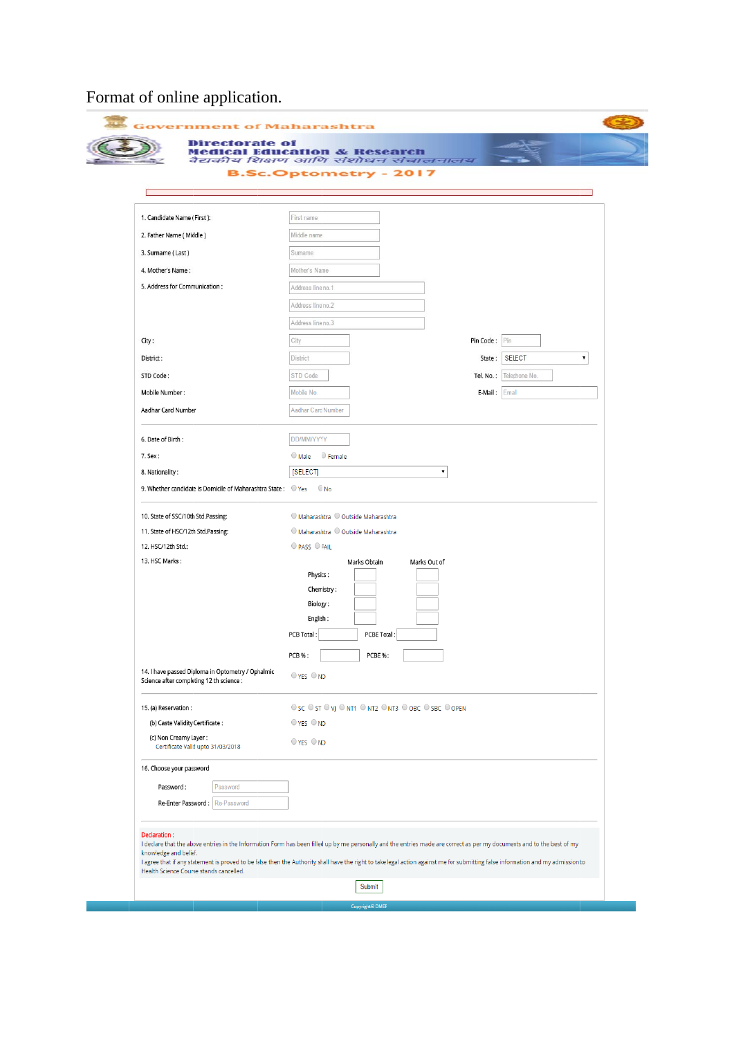Format of online application.

Government of Maharashtra

**Directorate of Medical Education & Research**

वैद्यकीय शिक्षण आणि संशोधन संचालनालय

**B.Sc.Optometry - 2017**

1. Candidate Name ( First ): First name
2. Father Name ( Middle ) Middle name
3. Surname ( Last ) Surname
4. Mother's Name : Mother's Name
5. Address for Communication : Address line no.1 / Address line no.2 / Address line no.3

City : City | Pin Code : Pin

District : District | State : SELECT

STD Code : STD Code | Tel. No. : Telephone No.

Mobile Number : Mobile No. | E-Mail : Email

Aadhar Card Number : Aadhar Card Number

6. Date of Birth : DD/MM/YYYY
7. Sex : Male / Female
8. Nationality : [SELECT]
9. Whether candidate is Domicile of Maharashtra State : Yes / No

10. State of SSC/10th Std.Passing: Maharashtra / Outside Maharashtra
11. State of HSC/12th Std.Passing: Maharashtra / Outside Maharashtra
12. HSC/12th Std.: PASS / FAIL
13. HSC Marks :

| | Marks Obtain | Marks Out of |
|---|---|---|
| Physics : | | |
| Chemistry : | | |
| Biology : | | |
| English : | | |

PCB Total : | PCBE Total :

PCB % : | PCBE % :

14. I have passed Diploma in Optometry / Ophalmic Science after completing 12 th science : YES / NO

15. (a) Reservation : SC / ST / VJ / NT1 / NT2 / NT3 / OBC / SBC / OPEN

(b) Caste Validity Certificate : YES / NO

(c) Non Creamy Layer : Certificate Valid upto 31/03/2018 : YES / NO

16. Choose your password

Password : Password

Re-Enter Password : Re-Password

Declaration :

I declare that the above entries in the Information Form has been filled up by me personally and the entries made are correct as per my documents and to the best of my knowledge and belief.

I agree that if any statement is proved to be false then the Authority shall have the right to take legal action against me for submitting false information and my admission to Health Science Course stands cancelled.

Submit

Copyright© DMER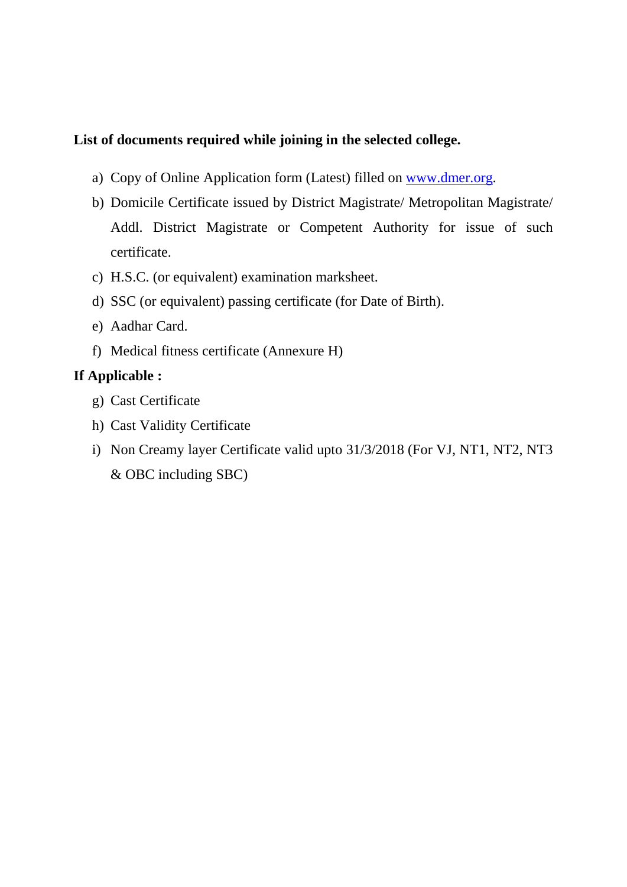**List of documents required while joining in the selected college.**

a) Copy of Online Application form (Latest) filled on [www.dmer.org](http://www.dmer.org).

b) Domicile Certificate issued by District Magistrate/ Metropolitan Magistrate/ Addl. District Magistrate or Competent Authority for issue of such certificate.

c) H.S.C. (or equivalent) examination marksheet.

d) SSC (or equivalent) passing certificate (for Date of Birth).

e) Aadhar Card.

f) Medical fitness certificate (Annexure H)

**If Applicable :**

g) Cast Certificate

h) Cast Validity Certificate

i) Non Creamy layer Certificate valid upto 31/3/2018 (For VJ, NT1, NT2, NT3 & OBC including SBC)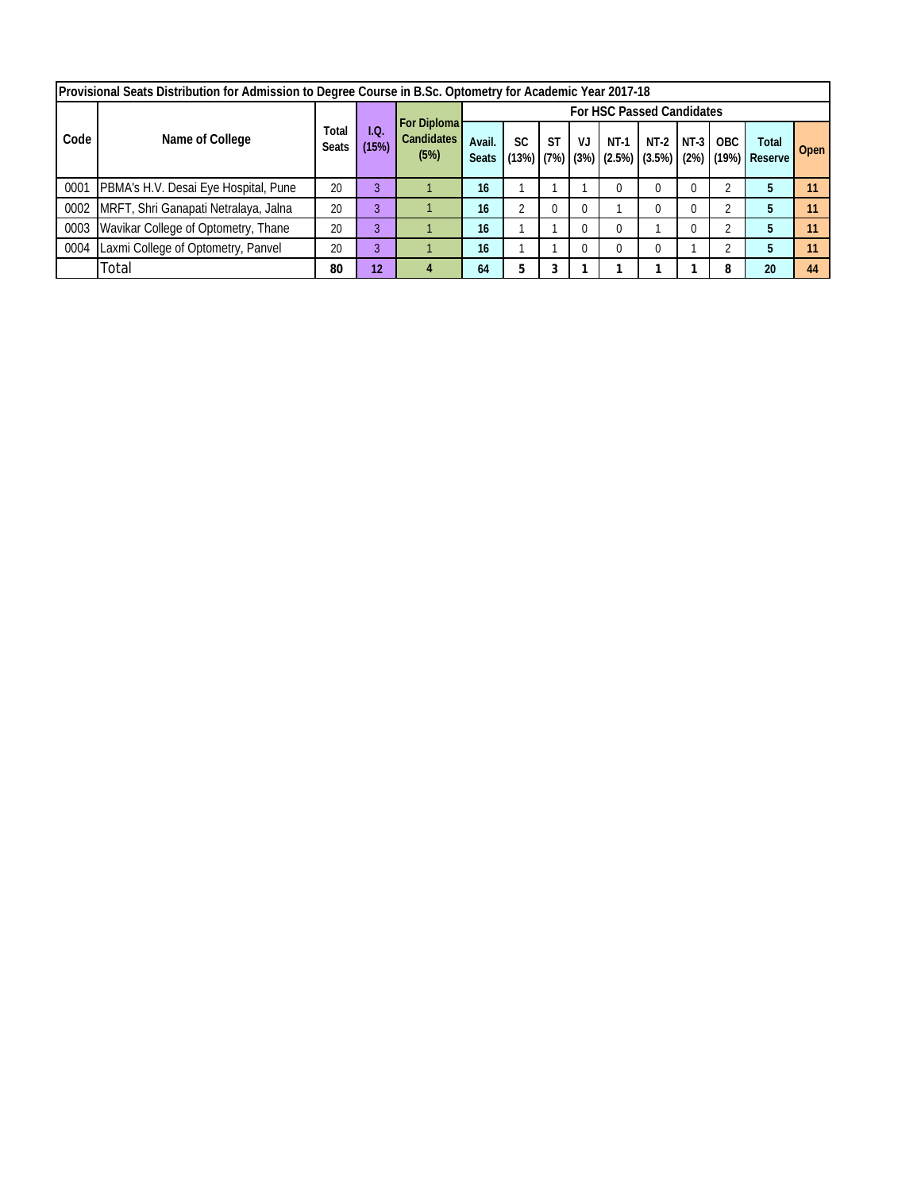| Provisional Seats Distribution for Admission to Degree Course in B.Sc. Optometry for Academic Year 2017-18 | | | | | | | | | | | | | | | |
|---|---|---|---|---|---|---|---|---|---|---|---|---|---|---|---|
| Code | Name of College | Total Seats | I.Q. (15%) | For Diploma Candidates (5%) | For HSC Passed Candidates | | | | | | | | | | |
| | | | | | Avail. Seats | SC (13%) | ST (7%) | VJ (3%) | NT-1 (2.5%) | NT-2 (3.5%) | NT-3 (2%) | OBC (19%) | Total Reserve | Open |
| 0001 | PBMA's H.V. Desai Eye Hospital, Pune | 20 | 3 | 1 | 16 | 1 | 1 | 1 | 0 | 0 | 0 | 2 | 5 | 11 |
| 0002 | MRFT, Shri Ganapati Netralaya, Jalna | 20 | 3 | 1 | 16 | 2 | 0 | 0 | 1 | 0 | 0 | 2 | 5 | 11 |
| 0003 | Wavikar College of Optometry, Thane | 20 | 3 | 1 | 16 | 1 | 1 | 0 | 0 | 1 | 0 | 2 | 5 | 11 |
| 0004 | Laxmi College of Optometry, Panvel | 20 | 3 | 1 | 16 | 1 | 1 | 0 | 0 | 0 | 1 | 2 | 5 | 11 |
| | Total | 80 | 12 | 4 | 64 | 5 | 3 | 1 | 1 | 1 | 1 | 8 | 20 | 44 |